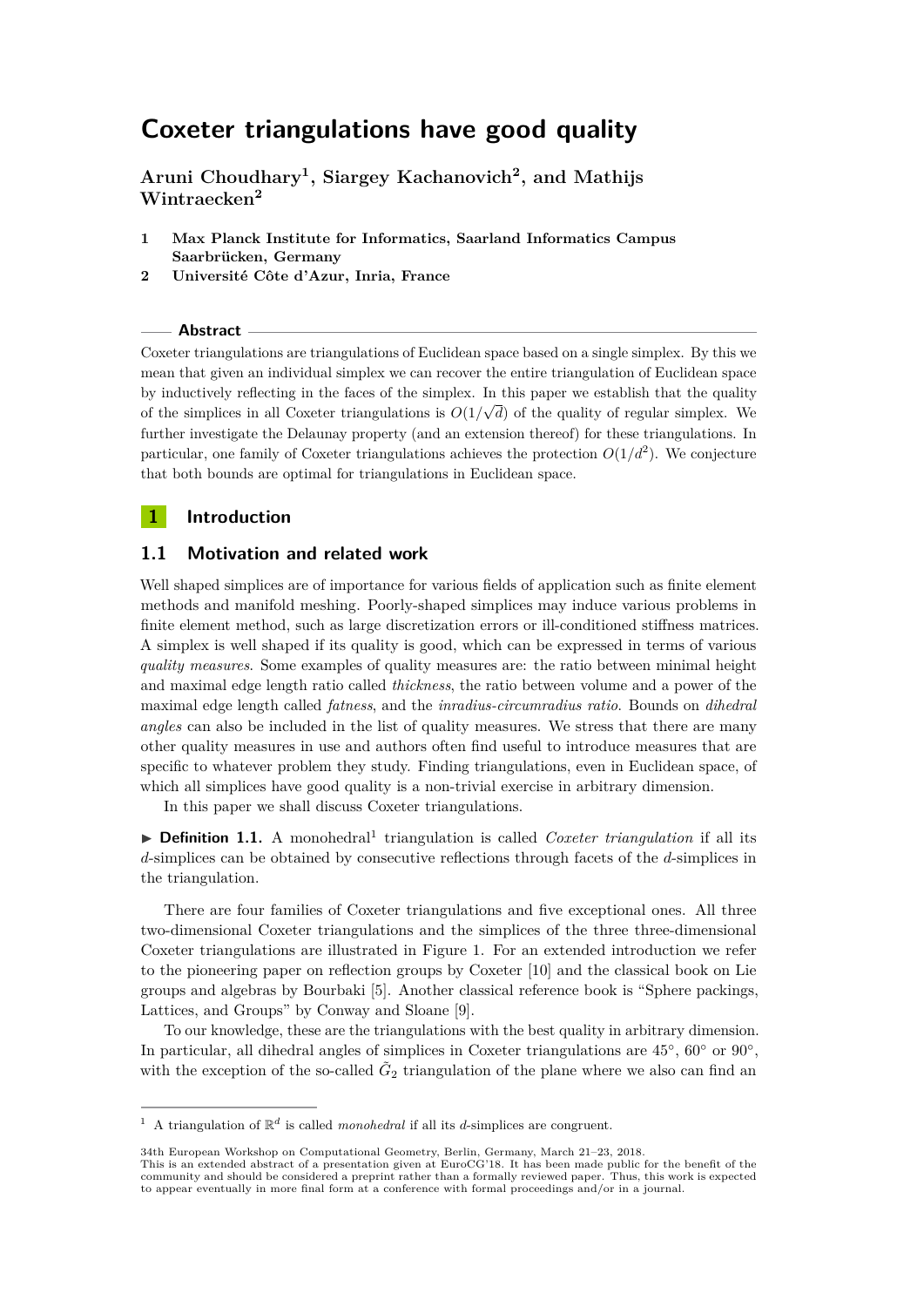# Coxeter triangulations have good quality

**Aruni Choudhary[1], Siargey Kachanovich[2], and Mathijs Wintraecken[2]**

**1 Max Planck Institute for Informatics, Saarland Informatics Campus Saarbrücken, Germany**

**2 Université Côte d'Azur, Inria, France**

## Abstract

Coxeter triangulations are triangulations of Euclidean space based on a single simplex. By this we mean that given an individual simplex we can recover the entire triangulation of Euclidean space by inductively reflecting in the faces of the simplex. In this paper we establish that the quality of the simplices in all Coxeter triangulations is $O(1/\sqrt{d})$ of the quality of regular simplex. We further investigate the Delaunay property (and an extension thereof) for these triangulations. In particular, one family of Coxeter triangulations achieves the protection $O(1/d^2)$. We conjecture that both bounds are optimal for triangulations in Euclidean space.

## 1 Introduction

### 1.1 Motivation and related work

Well shaped simplices are of importance for various fields of application such as finite element methods and manifold meshing. Poorly-shaped simplices may induce various problems in finite element method, such as large discretization errors or ill-conditioned stiffness matrices. A simplex is well shaped if its quality is good, which can be expressed in terms of various *quality measures*. Some examples of quality measures are: the ratio between minimal height and maximal edge length ratio called *thickness*, the ratio between volume and a power of the maximal edge length called *fatness*, and the *inradius-circumradius ratio*. Bounds on *dihedral angles* can also be included in the list of quality measures. We stress that there are many other quality measures in use and authors often find useful to introduce measures that are specific to whatever problem they study. Finding triangulations, even in Euclidean space, of which all simplices have good quality is a non-trivial exercise in arbitrary dimension.

In this paper we shall discuss Coxeter triangulations.

▶ **Definition 1.1.** A monohedral[1] triangulation is called *Coxeter triangulation* if all its $d$-simplices can be obtained by consecutive reflections through facets of the $d$-simplices in the triangulation.

There are four families of Coxeter triangulations and five exceptional ones. All three two-dimensional Coxeter triangulations and the simplices of the three three-dimensional Coxeter triangulations are illustrated in Figure 1. For an extended introduction we refer to the pioneering paper on reflection groups by Coxeter [10] and the classical book on Lie groups and algebras by Bourbaki [5]. Another classical reference book is "Sphere packings, Lattices, and Groups" by Conway and Sloane [9].

To our knowledge, these are the triangulations with the best quality in arbitrary dimension. In particular, all dihedral angles of simplices in Coxeter triangulations are 45°, 60° or 90°, with the exception of the so-called $\tilde{G}_2$ triangulation of the plane where we also can find an

[1] A triangulation of $\mathbb{R}^d$ is called *monohedral* if all its $d$-simplices are congruent.

34th European Workshop on Computational Geometry, Berlin, Germany, March 21–23, 2018.
This is an extended abstract of a presentation given at EuroCG'18. It has been made public for the benefit of the community and should be considered a preprint rather than a formally reviewed paper. Thus, this work is expected to appear eventually in more final form at a conference with formal proceedings and/or in a journal.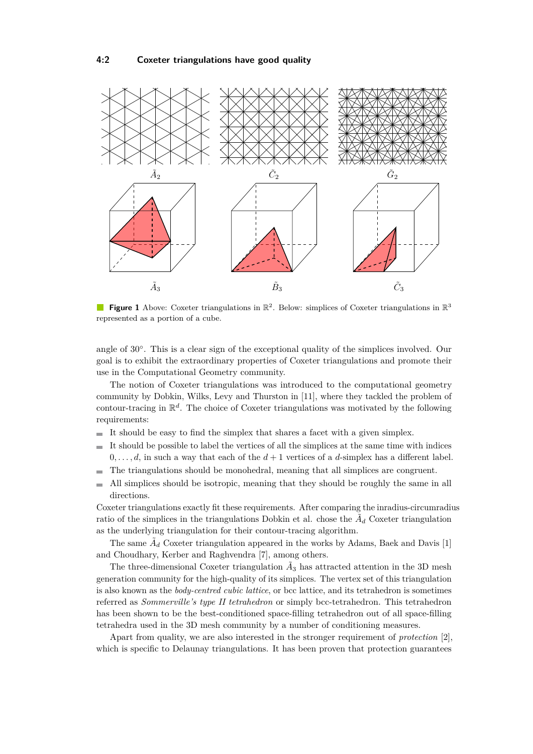**Figure 1** Above: Coxeter triangulations in $\mathbb{R}^2$. Below: simplices of Coxeter triangulations in $\mathbb{R}^3$ represented as a portion of a cube.

angle of 30°. This is a clear sign of the exceptional quality of the simplices involved. Our goal is to exhibit the extraordinary properties of Coxeter triangulations and promote their use in the Computational Geometry community.

The notion of Coxeter triangulations was introduced to the computational geometry community by Dobkin, Wilks, Levy and Thurston in [11], where they tackled the problem of contour-tracing in $\mathbb{R}^d$. The choice of Coxeter triangulations was motivated by the following requirements:

- It should be easy to find the simplex that shares a facet with a given simplex.
- It should be possible to label the vertices of all the simplices at the same time with indices $0, \dots, d$, in such a way that each of the $d+1$ vertices of a $d$-simplex has a different label.
- The triangulations should be monohedral, meaning that all simplices are congruent.
- All simplices should be isotropic, meaning that they should be roughly the same in all directions.

Coxeter triangulations exactly fit these requirements. After comparing the inradius-circumradius ratio of the simplices in the triangulations Dobkin et al. chose the $\tilde{A}_d$ Coxeter triangulation as the underlying triangulation for their contour-tracing algorithm.

The same $\tilde{A}_d$ Coxeter triangulation appeared in the works by Adams, Baek and Davis [1] and Choudhary, Kerber and Raghvendra [7], among others.

The three-dimensional Coxeter triangulation $\tilde{A}_3$ has attracted attention in the 3D mesh generation community for the high-quality of its simplices. The vertex set of this triangulation is also known as the *body-centred cubic lattice*, or bcc lattice, and its tetrahedron is sometimes referred as *Sommerville's type II tetrahedron* or simply bcc-tetrahedron. This tetrahedron has been shown to be the best-conditioned space-filling tetrahedron out of all space-filling tetrahedra used in the 3D mesh community by a number of conditioning measures.

Apart from quality, we are also interested in the stronger requirement of *protection* [2], which is specific to Delaunay triangulations. It has been proven that protection guarantees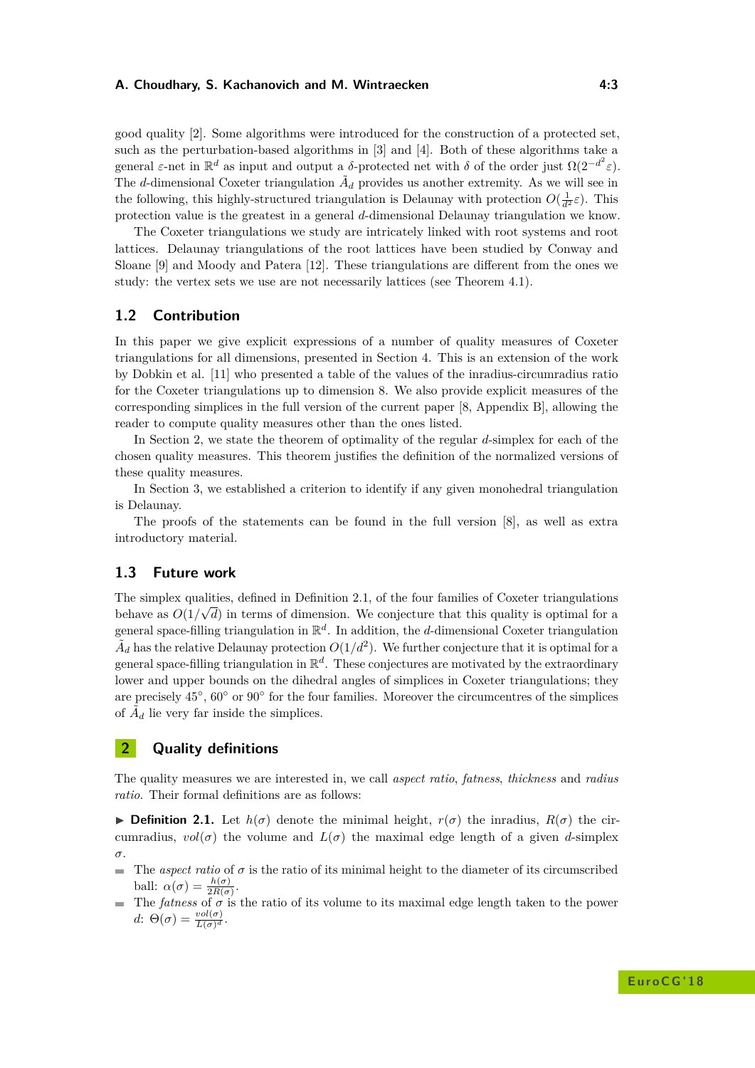good quality [2]. Some algorithms were introduced for the construction of a protected set, such as the perturbation-based algorithms in [3] and [4]. Both of these algorithms take a general $\varepsilon$-net in $\mathbb{R}^d$ as input and output a $\delta$-protected net with $\delta$ of the order just $\Omega(2^{-d^2}\varepsilon)$. The $d$-dimensional Coxeter triangulation $\tilde{A}_d$ provides us another extremity. As we will see in the following, this highly-structured triangulation is Delaunay with protection $O(\frac{1}{d^2}\varepsilon)$. This protection value is the greatest in a general $d$-dimensional Delaunay triangulation we know.

The Coxeter triangulations we study are intricately linked with root systems and root lattices. Delaunay triangulations of the root lattices have been studied by Conway and Sloane [9] and Moody and Patera [12]. These triangulations are different from the ones we study: the vertex sets we use are not necessarily lattices (see Theorem 4.1).

## 1.2 Contribution

In this paper we give explicit expressions of a number of quality measures of Coxeter triangulations for all dimensions, presented in Section 4. This is an extension of the work by Dobkin et al. [11] who presented a table of the values of the inradius-circumradius ratio for the Coxeter triangulations up to dimension 8. We also provide explicit measures of the corresponding simplices in the full version of the current paper [8, Appendix B], allowing the reader to compute quality measures other than the ones listed.

In Section 2, we state the theorem of optimality of the regular $d$-simplex for each of the chosen quality measures. This theorem justifies the definition of the normalized versions of these quality measures.

In Section 3, we established a criterion to identify if any given monohedral triangulation is Delaunay.

The proofs of the statements can be found in the full version [8], as well as extra introductory material.

## 1.3 Future work

The simplex qualities, defined in Definition 2.1, of the four families of Coxeter triangulations behave as $O(1/\sqrt{d})$ in terms of dimension. We conjecture that this quality is optimal for a general space-filling triangulation in $\mathbb{R}^d$. In addition, the $d$-dimensional Coxeter triangulation $\tilde{A}_d$ has the relative Delaunay protection $O(1/d^2)$. We further conjecture that it is optimal for a general space-filling triangulation in $\mathbb{R}^d$. These conjectures are motivated by the extraordinary lower and upper bounds on the dihedral angles of simplices in Coxeter triangulations; they are precisely 45°, 60° or 90° for the four families. Moreover the circumcentres of the simplices of $\tilde{A}_d$ lie very far inside the simplices.

# 2 Quality definitions

The quality measures we are interested in, we call *aspect ratio*, *fatness*, *thickness* and *radius ratio*. Their formal definitions are as follows:

▶ **Definition 2.1.** Let $h(\sigma)$ denote the minimal height, $r(\sigma)$ the inradius, $R(\sigma)$ the circumradius, $vol(\sigma)$ the volume and $L(\sigma)$ the maximal edge length of a given $d$-simplex $\sigma$.

- The *aspect ratio* of $\sigma$ is the ratio of its minimal height to the diameter of its circumscribed ball: $\alpha(\sigma) = \frac{h(\sigma)}{2R(\sigma)}$.
- The *fatness* of $\sigma$ is the ratio of its volume to its maximal edge length taken to the power $d$: $\Theta(\sigma) = \frac{vol(\sigma)}{L(\sigma)^d}$.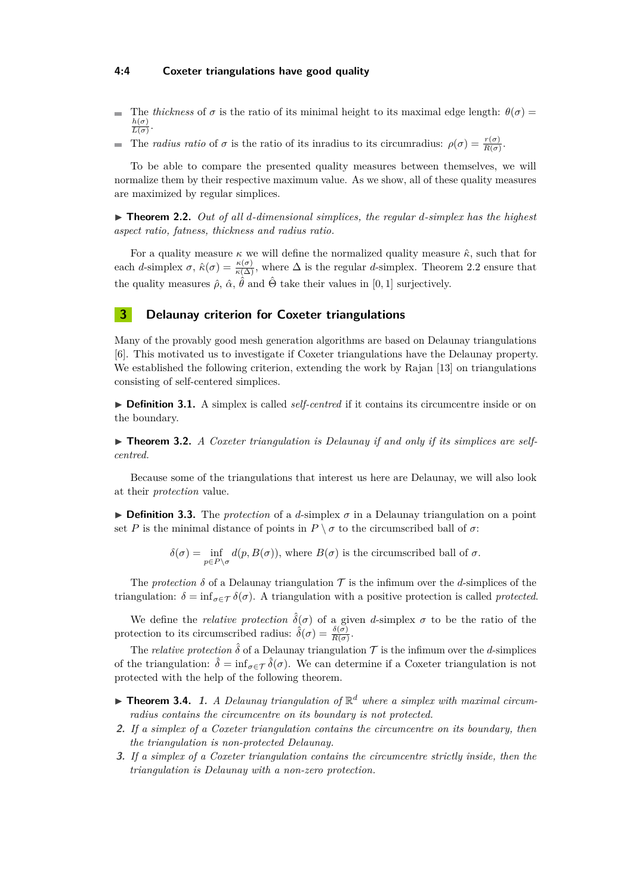- The *thickness* of $\sigma$ is the ratio of its minimal height to its maximal edge length: $\theta(\sigma) = \frac{h(\sigma)}{L(\sigma)}$.
- The *radius ratio* of $\sigma$ is the ratio of its inradius to its circumradius: $\rho(\sigma) = \frac{r(\sigma)}{R(\sigma)}$.

To be able to compare the presented quality measures between themselves, we will normalize them by their respective maximum value. As we show, all of these quality measures are maximized by regular simplices.

▶ **Theorem 2.2.** *Out of all $d$-dimensional simplices, the regular $d$-simplex has the highest aspect ratio, fatness, thickness and radius ratio.*

For a quality measure $\kappa$ we will define the normalized quality measure $\hat{\kappa}$, such that for each $d$-simplex $\sigma$, $\hat{\kappa}(\sigma) = \frac{\kappa(\sigma)}{\kappa(\Delta)}$, where $\Delta$ is the regular $d$-simplex. Theorem 2.2 ensure that the quality measures $\hat{\rho}$, $\hat{\alpha}$, $\hat{\theta}$ and $\hat{\Theta}$ take their values in $[0, 1]$ surjectively.

## 3 Delaunay criterion for Coxeter triangulations

Many of the provably good mesh generation algorithms are based on Delaunay triangulations [6]. This motivated us to investigate if Coxeter triangulations have the Delaunay property. We established the following criterion, extending the work by Rajan [13] on triangulations consisting of self-centered simplices.

▶ **Definition 3.1.** A simplex is called *self-centred* if it contains its circumcentre inside or on the boundary.

▶ **Theorem 3.2.** *A Coxeter triangulation is Delaunay if and only if its simplices are self-centred.*

Because some of the triangulations that interest us here are Delaunay, we will also look at their *protection* value.

▶ **Definition 3.3.** The *protection* of a $d$-simplex $\sigma$ in a Delaunay triangulation on a point set $P$ is the minimal distance of points in $P \setminus \sigma$ to the circumscribed ball of $\sigma$:

$$\delta(\sigma) = \inf_{p \in P \setminus \sigma} d(p, B(\sigma)), \text{ where } B(\sigma) \text{ is the circumscribed ball of } \sigma.$$

The *protection* $\delta$ of a Delaunay triangulation $\mathcal{T}$ is the infimum over the $d$-simplices of the triangulation: $\delta = \inf_{\sigma \in \mathcal{T}} \delta(\sigma)$. A triangulation with a positive protection is called *protected*.

We define the *relative protection* $\hat{\delta}(\sigma)$ of a given $d$-simplex $\sigma$ to be the ratio of the protection to its circumscribed radius: $\hat{\delta}(\sigma) = \frac{\delta(\sigma)}{R(\sigma)}$.

The *relative protection* $\hat{\delta}$ of a Delaunay triangulation $\mathcal{T}$ is the infimum over the $d$-simplices of the triangulation: $\hat{\delta} = \inf_{\sigma \in \mathcal{T}} \hat{\delta}(\sigma)$. We can determine if a Coxeter triangulation is not protected with the help of the following theorem.

▶ **Theorem 3.4.**
1. *A Delaunay triangulation of $\mathbb{R}^d$ where a simplex with maximal circumradius contains the circumcentre on its boundary is not protected.*
2. *If a simplex of a Coxeter triangulation contains the circumcentre on its boundary, then the triangulation is non-protected Delaunay.*
3. *If a simplex of a Coxeter triangulation contains the circumcentre strictly inside, then the triangulation is Delaunay with a non-zero protection.*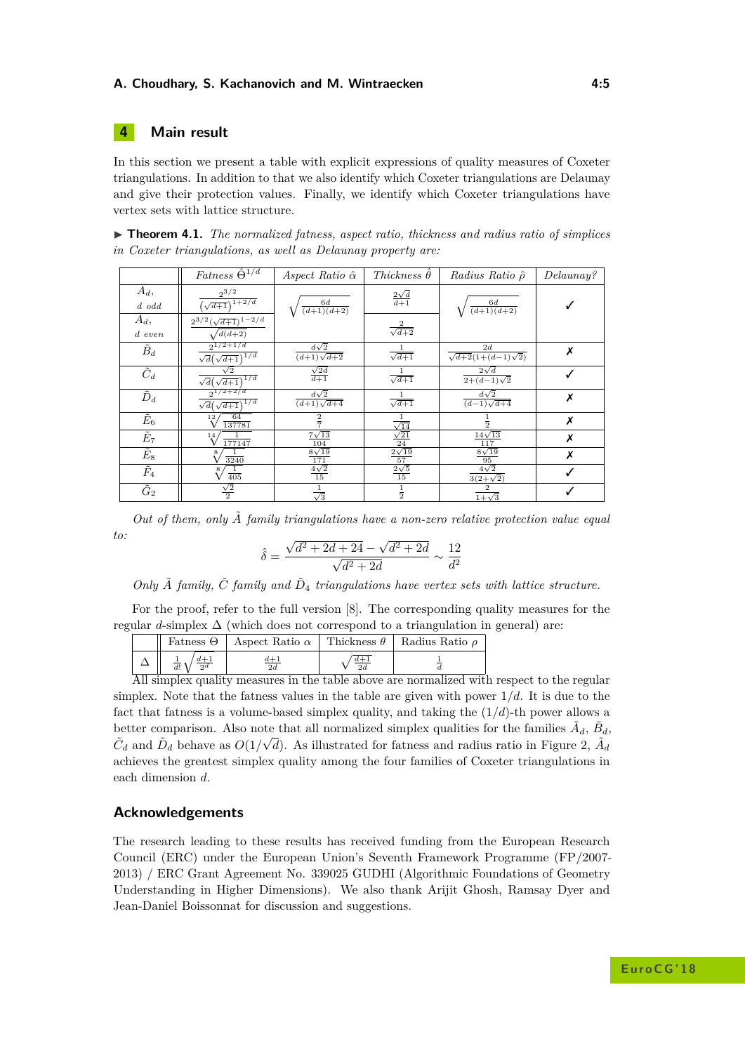## 4 Main result

In this section we present a table with explicit expressions of quality measures of Coxeter triangulations. In addition to that we also identify which Coxeter triangulations are Delaunay and give their protection values. Finally, we identify which Coxeter triangulations have vertex sets with lattice structure.

▶ **Theorem 4.1.** *The normalized fatness, aspect ratio, thickness and radius ratio of simplices in Coxeter triangulations, as well as Delaunay property are:*

| | Fatness $\hat{\Theta}^{1/d}$ | Aspect Ratio $\hat{\alpha}$ | Thickness $\hat{\theta}$ | Radius Ratio $\hat{\rho}$ | Delaunay? |
|---|---|---|---|---|---|
| $\tilde{A}_d$, $d$ odd | $\frac{2^{3/2}}{\left(\sqrt{d+1}\right)^{1+2/d}}$ | $\sqrt{\frac{6d}{(d+1)(d+2)}}$ | $\frac{2\sqrt{d}}{d+1}$ | $\sqrt{\frac{6d}{(d+1)(d+2)}}$ | ✓ |
| $\tilde{A}_d$, $d$ even | $\frac{2^{3/2}\left(\sqrt{d+1}\right)^{1-2/d}}{\sqrt{d(d+2)}}$ | | $\frac{2}{\sqrt{d+2}}$ | | |
| $\tilde{B}_d$ | $\frac{2^{1/2+1/d}}{\sqrt{d}\left(\sqrt{d+1}\right)^{1/d}}$ | $\frac{d\sqrt{2}}{(d+1)\sqrt{d+2}}$ | $\frac{1}{\sqrt{d+1}}$ | $\frac{2d}{\sqrt{d+2}(1+(d-1)\sqrt{2})}$ | ✗ |
| $\tilde{C}_d$ | $\frac{\sqrt{2}}{\sqrt{d}\left(\sqrt{d+1}\right)^{1/d}}$ | $\frac{\sqrt{2d}}{d+1}$ | $\frac{1}{\sqrt{d+1}}$ | $\frac{2\sqrt{d}}{2+(d-1)\sqrt{2}}$ | ✓ |
| $\tilde{D}_d$ | $\frac{2^{1/2+2/d}}{\sqrt{d}\left(\sqrt{d+1}\right)^{1/d}}$ | $\frac{d\sqrt{2}}{(d+1)\sqrt{d+4}}$ | $\frac{1}{\sqrt{d+1}}$ | $\frac{d\sqrt{2}}{(d-1)\sqrt{d+4}}$ | ✗ |
| $\tilde{E}_6$ | $\sqrt[12]{\frac{64}{137781}}$ | $\frac{2}{7}$ | $\frac{1}{\sqrt{14}}$ | $\frac{1}{2}$ | ✗ |
| $\tilde{E}_7$ | $\sqrt[14]{\frac{1}{177147}}$ | $\frac{7\sqrt{13}}{104}$ | $\frac{\sqrt{21}}{24}$ | $\frac{14\sqrt{13}}{117}$ | ✗ |
| $\tilde{E}_8$ | $\sqrt[8]{\frac{1}{3240}}$ | $\frac{8\sqrt{19}}{171}$ | $\frac{2\sqrt{19}}{57}$ | $\frac{8\sqrt{19}}{95}$ | ✗ |
| $\tilde{F}_4$ | $\sqrt[8]{\frac{1}{405}}$ | $\frac{4\sqrt{2}}{15}$ | $\frac{2\sqrt{5}}{15}$ | $\frac{4\sqrt{2}}{3(2+\sqrt{2})}$ | ✓ |
| $\tilde{G}_2$ | $\frac{\sqrt{2}}{2}$ | $\frac{1}{\sqrt{3}}$ | $\frac{1}{2}$ | $\frac{2}{1+\sqrt{3}}$ | ✓ |

*Out of them, only $\tilde{A}$ family triangulations have a non-zero relative protection value equal to:*

$$\hat{\delta} = \frac{\sqrt{d^2+2d+24} - \sqrt{d^2+2d}}{\sqrt{d^2+2d}} \sim \frac{12}{d^2}$$

*Only $\tilde{A}$ family, $\tilde{C}$ family and $\tilde{D}_4$ triangulations have vertex sets with lattice structure.*

For the proof, refer to the full version [8]. The corresponding quality measures for the regular $d$-simplex $\Delta$ (which does not correspond to a triangulation in general) are:

| | Fatness $\Theta$ | Aspect Ratio $\alpha$ | Thickness $\theta$ | Radius Ratio $\rho$ |
|---|---|---|---|---|
| $\Delta$ | $\frac{1}{d!}\sqrt{\frac{d+1}{2^d}}$ | $\frac{d+1}{2d}$ | $\sqrt{\frac{d+1}{2d}}$ | $\frac{1}{d}$ |

All simplex quality measures in the table above are normalized with respect to the regular simplex. Note that the fatness values in the table are given with power $1/d$. It is due to the fact that fatness is a volume-based simplex quality, and taking the $(1/d)$-th power allows a better comparison. Also note that all normalized simplex qualities for the families $\tilde{A}_d$, $\tilde{B}_d$, $\tilde{C}_d$ and $\tilde{D}_d$ behave as $O(1/\sqrt{d})$. As illustrated for fatness and radius ratio in Figure 2, $\tilde{A}_d$ achieves the greatest simplex quality among the four families of Coxeter triangulations in each dimension $d$.

## Acknowledgements

The research leading to these results has received funding from the European Research Council (ERC) under the European Union's Seventh Framework Programme (FP/2007-2013) / ERC Grant Agreement No. 339025 GUDHI (Algorithmic Foundations of Geometry Understanding in Higher Dimensions). We also thank Arijit Ghosh, Ramsay Dyer and Jean-Daniel Boissonnat for discussion and suggestions.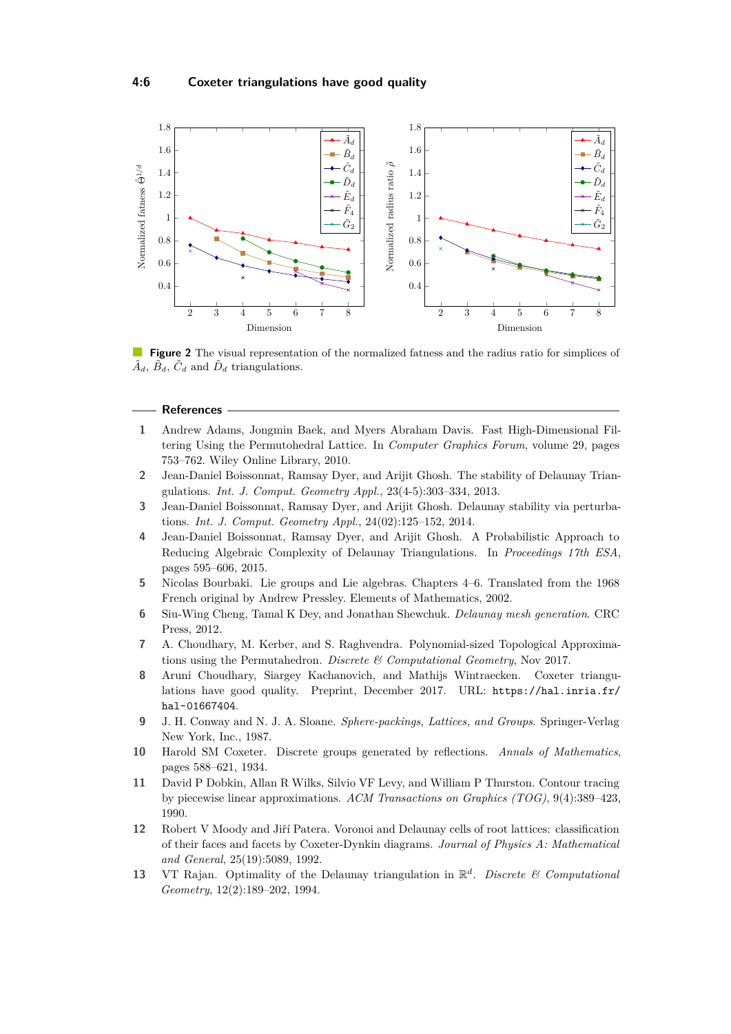Normalized fatness $\hat{\Theta}^{1/d}$

1.8
1.6
1.4
1.2
1
0.8
0.6
0.4

2 3 4 5 6 7 8

Dimension

$\tilde{A}_d$
$\tilde{B}_d$
$\tilde{C}_d$
$\tilde{D}_d$
$\tilde{E}_d$
$\tilde{F}_4$
$\tilde{G}_2$

Normalized radius ratio $\hat{\rho}$

1.8
1.6
1.4
1.2
1
0.8
0.6
0.4

2 3 4 5 6 7 8

Dimension

$\tilde{A}_d$
$\tilde{B}_d$
$\tilde{C}_d$
$\tilde{D}_d$
$\tilde{E}_d$
$\tilde{F}_4$
$\tilde{G}_2$

**Figure 2** The visual representation of the normalized fatness and the radius ratio for simplices of $\tilde{A}_d$, $\tilde{B}_d$, $\tilde{C}_d$ and $\tilde{D}_d$ triangulations.

## References

1. Andrew Adams, Jongmin Baek, and Myers Abraham Davis. Fast High-Dimensional Filtering Using the Permutohedral Lattice. In *Computer Graphics Forum*, volume 29, pages 753–762. Wiley Online Library, 2010.
2. Jean-Daniel Boissonnat, Ramsay Dyer, and Arijit Ghosh. The stability of Delaunay Triangulations. *Int. J. Comput. Geometry Appl.*, 23(4-5):303–334, 2013.
3. Jean-Daniel Boissonnat, Ramsay Dyer, and Arijit Ghosh. Delaunay stability via perturbations. *Int. J. Comput. Geometry Appl.*, 24(02):125–152, 2014.
4. Jean-Daniel Boissonnat, Ramsay Dyer, and Arijit Ghosh. A Probabilistic Approach to Reducing Algebraic Complexity of Delaunay Triangulations. In *Proceedings 17th ESA*, pages 595–606, 2015.
5. Nicolas Bourbaki. Lie groups and Lie algebras. Chapters 4–6. Translated from the 1968 French original by Andrew Pressley. Elements of Mathematics, 2002.
6. Siu-Wing Cheng, Tamal K Dey, and Jonathan Shewchuk. *Delaunay mesh generation*. CRC Press, 2012.
7. A. Choudhary, M. Kerber, and S. Raghvendra. Polynomial-sized Topological Approximations using the Permutahedron. *Discrete & Computational Geometry*, Nov 2017.
8. Aruni Choudhary, Siargey Kachanovich, and Mathijs Wintraecken. Coxeter triangulations have good quality. Preprint, December 2017. URL: `https://hal.inria.fr/hal-01667404`.
9. J. H. Conway and N. J. A. Sloane. *Sphere-packings, Lattices, and Groups*. Springer-Verlag New York, Inc., 1987.
10. Harold SM Coxeter. Discrete groups generated by reflections. *Annals of Mathematics*, pages 588–621, 1934.
11. David P Dobkin, Allan R Wilks, Silvio VF Levy, and William P Thurston. Contour tracing by piecewise linear approximations. *ACM Transactions on Graphics (TOG)*, 9(4):389–423, 1990.
12. Robert V Moody and Jiří Patera. Voronoi and Delaunay cells of root lattices: classification of their faces and facets by Coxeter-Dynkin diagrams. *Journal of Physics A: Mathematical and General*, 25(19):5089, 1992.
13. VT Rajan. Optimality of the Delaunay triangulation in $\mathbb{R}^d$. *Discrete & Computational Geometry*, 12(2):189–202, 1994.